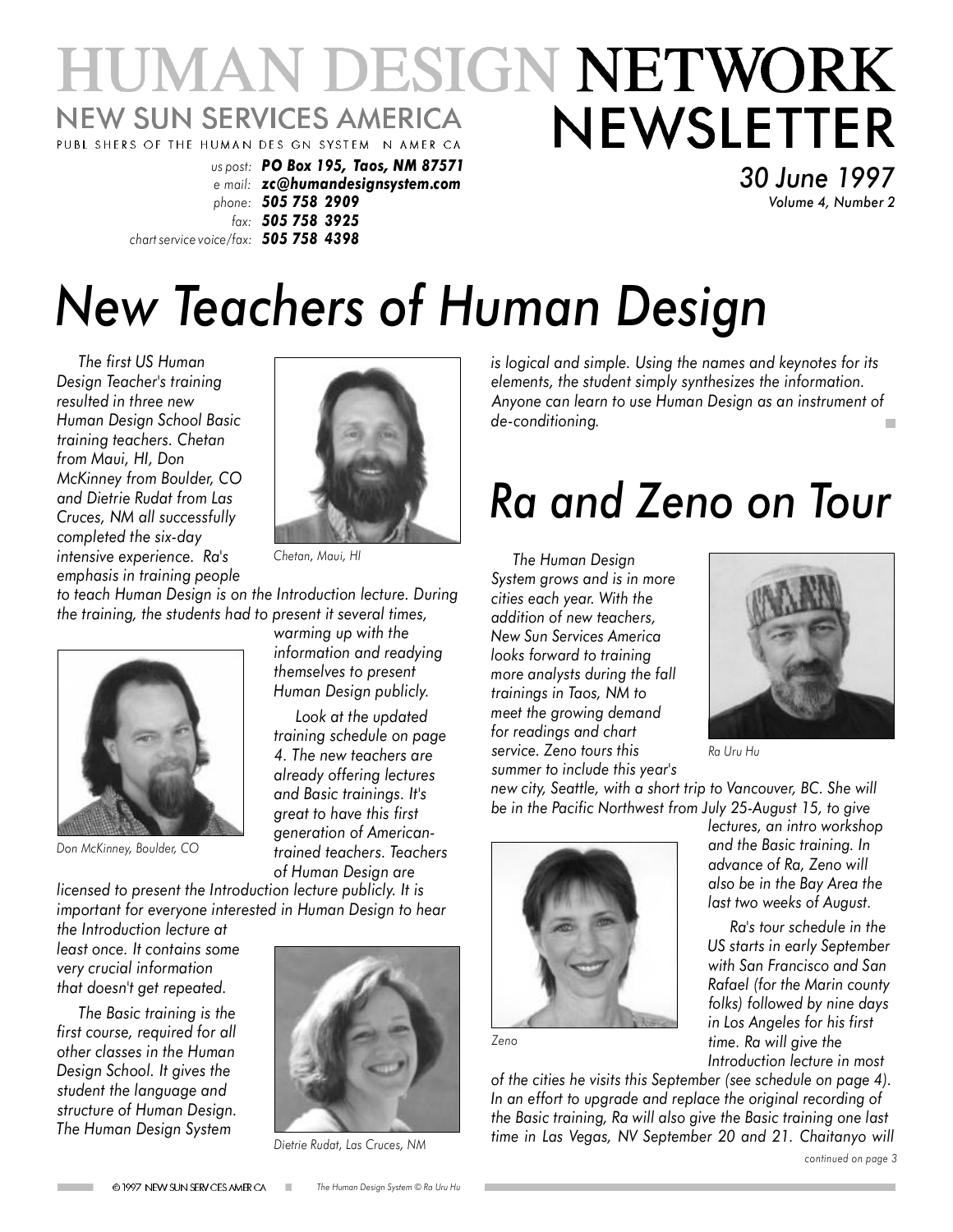# HUMAN DESIGN NETWORK NEWSLETTER

NEW SUN SERVICES AMERICA

PUBLISHERS OF THE HUMAN DESIGN SYSTEM IN AMERICA

*us post:* ***PO Box 195, Taos, NM 87571***
*e mail:* ***zc@humandesignsystem.com***
*phone:* ***505 758 2909***
*fax:* ***505 758 3925***
*chart service voice/fax:* ***505 758 4398***

*30 June 1997*
*Volume 4, Number 2*

# *New Teachers of Human Design*

*The first US Human Design Teacher's training resulted in three new Human Design School Basic training teachers. Chetan from Maui, HI, Don McKinney from Boulder, CO and Dietrie Rudat from Las Cruces, NM all successfully completed the six-day intensive experience. Ra's emphasis in training people to teach Human Design is on the Introduction lecture. During the training, the students had to present it several times, warming up with the information and readying themselves to present Human Design publicly.*

*Chetan, Maui, HI*

*Don McKinney, Boulder, CO*

*Look at the updated training schedule on page 4. The new teachers are already offering lectures and Basic trainings. It's great to have this first generation of American-trained teachers. Teachers of Human Design are licensed to present the Introduction lecture publicly. It is important for everyone interested in Human Design to hear the Introduction lecture at least once. It contains some very crucial information that doesn't get repeated.*

*The Basic training is the first course, required for all other classes in the Human Design School. It gives the student the language and structure of Human Design. The Human Design System is logical and simple. Using the names and keynotes for its elements, the student simply synthesizes the information. Anyone can learn to use Human Design as an instrument of de-conditioning.*

*Dietrie Rudat, Las Cruces, NM*

# *Ra and Zeno on Tour*

*The Human Design System grows and is in more cities each year. With the addition of new teachers, New Sun Services America looks forward to training more analysts during the fall trainings in Taos, NM to meet the growing demand for readings and chart service. Zeno tours this summer to include this year's new city, Seattle, with a short trip to Vancouver, BC. She will be in the Pacific Northwest from July 25-August 15, to give lectures, an intro workshop and the Basic training. In advance of Ra, Zeno will also be in the Bay Area the last two weeks of August.*

*Ra Uru Hu*

*Zeno*

*Ra's tour schedule in the US starts in early September with San Francisco and San Rafael (for the Marin county folks) followed by nine days in Los Angeles for his first time. Ra will give the Introduction lecture in most of the cities he visits this September (see schedule on page 4). In an effort to upgrade and replace the original recording of the Basic training, Ra will also give the Basic training one last time in Las Vegas, NV September 20 and 21. Chaitanyo will*

*continued on page 3*

© 1997 NEW SUN SERVICES AMERICA    *The Human Design System © Ra Uru Hu*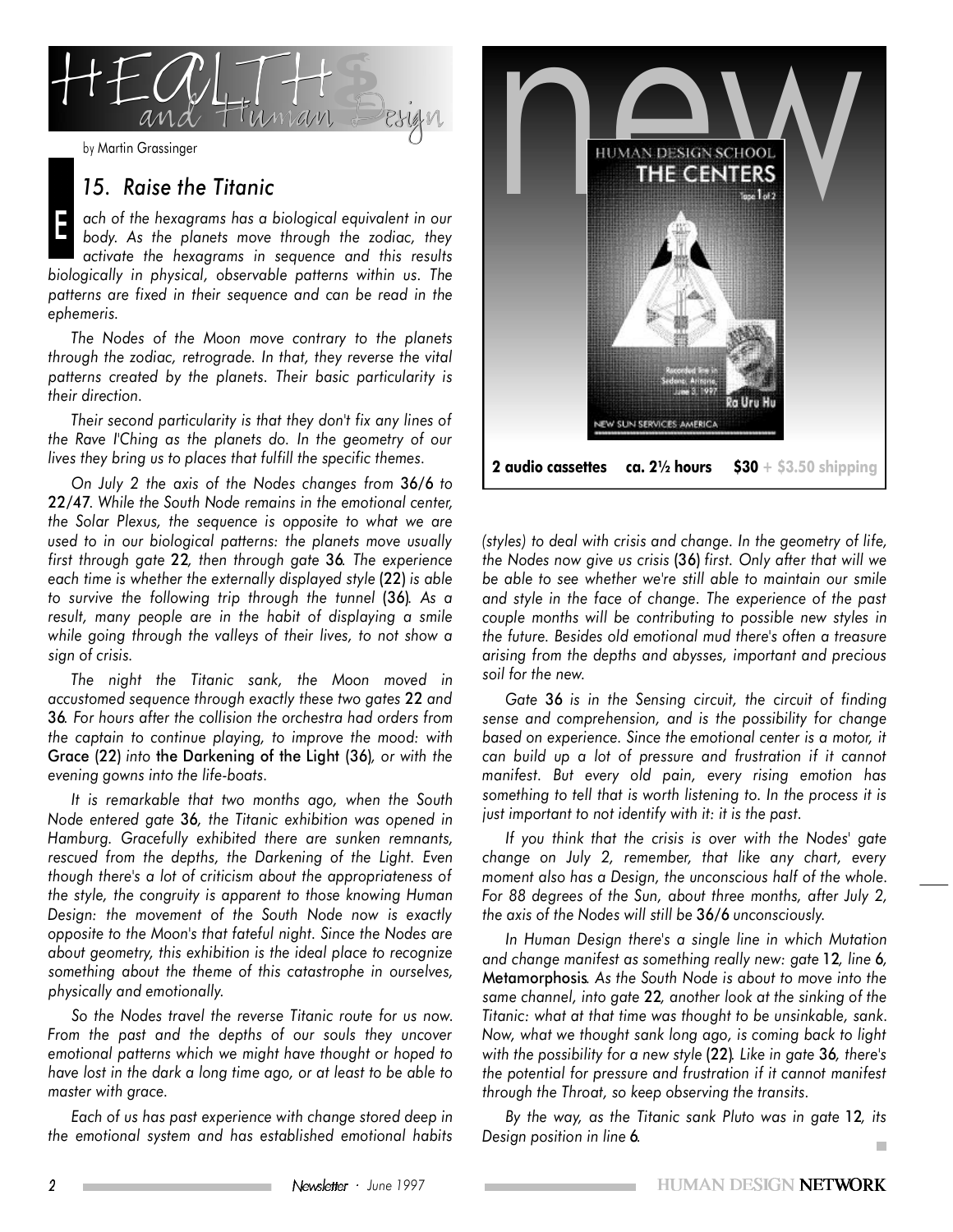# HEALTH and Human Design

by Martin Grassinger

## 15. Raise the Titanic

*Each of the hexagrams has a biological equivalent in our body. As the planets move through the zodiac, they activate the hexagrams in sequence and this results biologically in physical, observable patterns within us. The patterns are fixed in their sequence and can be read in the ephemeris.*

*The Nodes of the Moon move contrary to the planets through the zodiac, retrograde. In that, they reverse the vital patterns created by the planets. Their basic particularity is their direction.*

*Their second particularity is that they don't fix any lines of the Rave I'Ching as the planets do. In the geometry of our lives they bring us to places that fulfill the specific themes.*

*On July 2 the axis of the Nodes changes from* 36/6 *to* 22/47*. While the South Node remains in the emotional center, the Solar Plexus, the sequence is opposite to what we are used to in our biological patterns: the planets move usually first through gate* 22*, then through gate* 36*. The experience each time is whether the externally displayed style* (22) *is able to survive the following trip through the tunnel* (36)*. As a result, many people are in the habit of displaying a smile while going through the valleys of their lives, to not show a sign of crisis.*

*The night the Titanic sank, the Moon moved in accustomed sequence through exactly these two gates* 22 *and* 36*. For hours after the collision the orchestra had orders from the captain to continue playing, to improve the mood: with* Grace (22) *into* the Darkening of the Light (36)*, or with the evening gowns into the life-boats.*

*It is remarkable that two months ago, when the South Node entered gate* 36*, the Titanic exhibition was opened in Hamburg. Gracefully exhibited there are sunken remnants, rescued from the depths, the Darkening of the Light. Even though there's a lot of criticism about the appropriateness of the style, the congruity is apparent to those knowing Human Design: the movement of the South Node now is exactly opposite to the Moon's that fateful night. Since the Nodes are about geometry, this exhibition is the ideal place to recognize something about the theme of this catastrophe in ourselves, physically and emotionally.*

*So the Nodes travel the reverse Titanic route for us now. From the past and the depths of our souls they uncover emotional patterns which we might have thought or hoped to have lost in the dark a long time ago, or at least to be able to master with grace.*

*Each of us has past experience with change stored deep in the emotional system and has established emotional habits (styles) to deal with crisis and change. In the geometry of life, the Nodes now give us crisis* (36) *first. Only after that will we be able to see whether we're still able to maintain our smile and style in the face of change. The experience of the past couple months will be contributing to possible new styles in the future. Besides old emotional mud there's often a treasure arising from the depths and abysses, important and precious soil for the new.*

*Gate* 36 *is in the Sensing circuit, the circuit of finding sense and comprehension, and is the possibility for change based on experience. Since the emotional center is a motor, it can build up a lot of pressure and frustration if it cannot manifest. But every old pain, every rising emotion has something to tell that is worth listening to. In the process it is just important to not identify with it: it is the past.*

*If you think that the crisis is over with the Nodes' gate change on July 2, remember, that like any chart, every moment also has a Design, the unconscious half of the whole. For 88 degrees of the Sun, about three months, after July 2, the axis of the Nodes will still be* 36/6 *unconsciously.*

*In Human Design there's a single line in which Mutation and change manifest as something really new: gate* 12*, line* 6*,* Metamorphosis*. As the South Node is about to move into the same channel, into gate* 22*, another look at the sinking of the Titanic: what at that time was thought to be unsinkable, sank. Now, what we thought sank long ago, is coming back to light with the possibility for a new style* (22)*. Like in gate* 36*, there's the potential for pressure and frustration if it cannot manifest through the Throat, so keep observing the transits.*

*By the way, as the Titanic sank Pluto was in gate* 12*, its Design position in line* 6*.*

---

**new**

HUMAN DESIGN SCHOOL
THE CENTERS
Tape 1 of 2
Recorded live in Sedona, Arizona, June 3, 1997
Ra Uru Hu
NEW SUN SERVICES AMERICA

**2 audio cassettes ca. 2½ hours $30** + $3.50 shipping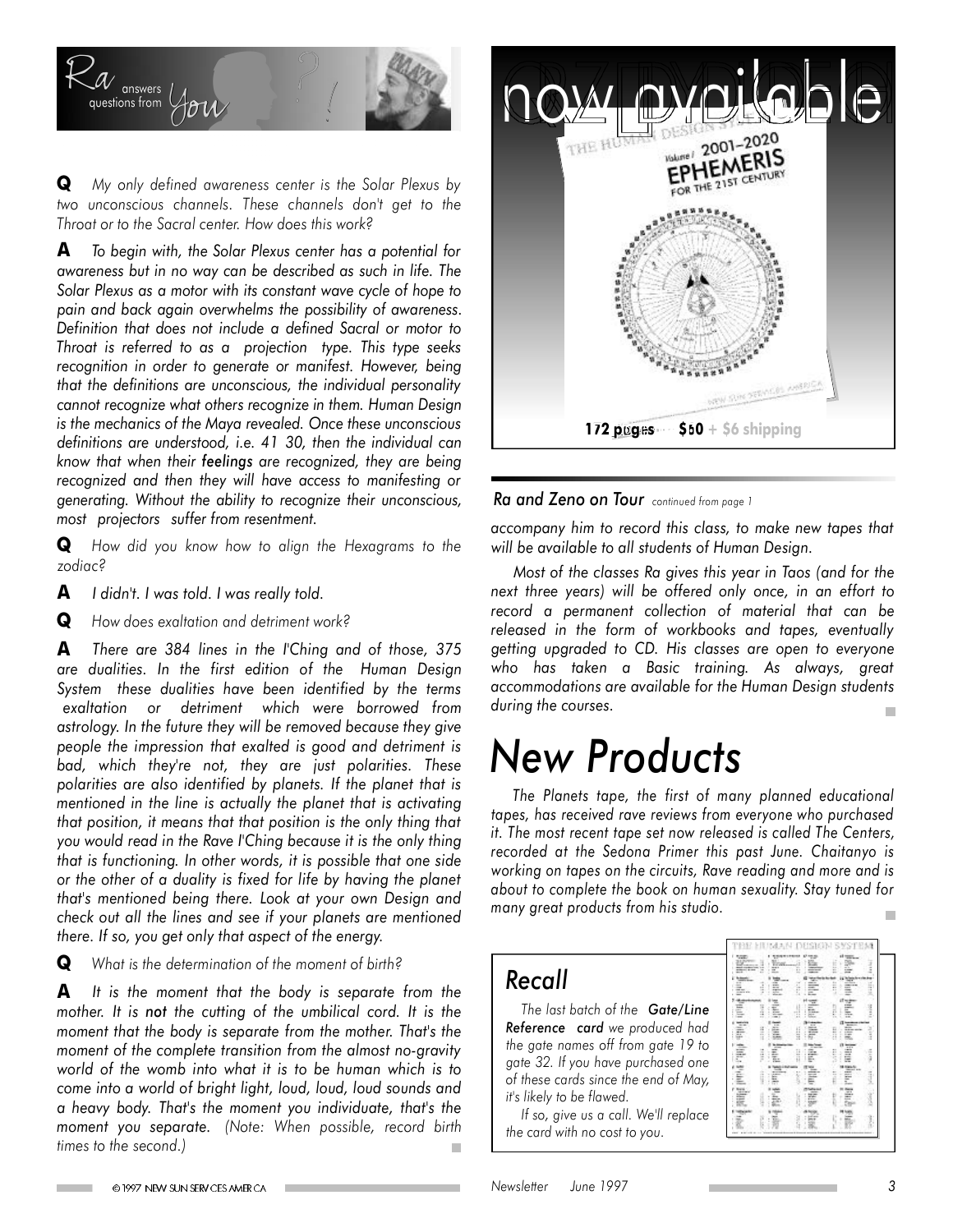## Ra answers questions from You

**Q** *My only defined awareness center is the Solar Plexus by two unconscious channels. These channels don't get to the Throat or to the Sacral center. How does this work?*

**A** *To begin with, the Solar Plexus center has a potential for awareness but in no way can be described as such in life. The Solar Plexus as a motor with its constant wave cycle of hope to pain and back again overwhelms the possibility of awareness. Definition that does not include a defined Sacral or motor to Throat is referred to as a projection type. This type seeks recognition in order to generate or manifest. However, being that the definitions are unconscious, the individual personality cannot recognize what others recognize in them. Human Design is the mechanics of the Maya revealed. Once these unconscious definitions are understood, i.e. 41 30, then the individual can know that when their* ***feelings*** *are recognized, they are being recognized and then they will have access to manifesting or generating. Without the ability to recognize their unconscious, most projectors suffer from resentment.*

**Q** *How did you know how to align the Hexagrams to the zodiac?*

**A** *I didn't. I was told. I was really told.*

**Q** *How does exaltation and detriment work?*

**A** *There are 384 lines in the I'Ching and of those, 375 are dualities. In the first edition of the Human Design System these dualities have been identified by the terms exaltation or detriment which were borrowed from astrology. In the future they will be removed because they give people the impression that exalted is good and detriment is bad, which they're not, they are just polarities. These polarities are also identified by planets. If the planet that is mentioned in the line is actually the planet that is activating that position, it means that that position is the only thing that you would read in the Rave I'Ching because it is the only thing that is functioning. In other words, it is possible that one side or the other of a duality is fixed for life by having the planet that's mentioned being there. Look at your own Design and check out all the lines and see if your planets are mentioned there. If so, you get only that aspect of the energy.*

**Q** *What is the determination of the moment of birth?*

**A** *It is the moment that the body is separate from the mother. It is* ***not*** *the cutting of the umbilical cord. It is the moment that the body is separate from the mother. That's the moment of the complete transition from the almost no-gravity world of the womb into what it is to be human which is to come into a world of bright light, loud, loud, loud sounds and a heavy body. That's the moment you individuate, that's the moment you separate. (Note: When possible, record birth times to the second.)*

## now available

THE HUMAN DESIGN SYSTEM
Volume I 2001–2020
EPHEMERIS FOR THE 21ST CENTURY
NEW SUN SERVICES AMERICA

172 pages  $50 + $6 shipping

***Ra and Zeno on Tour*** *continued from page 1*

*accompany him to record this class, to make new tapes that will be available to all students of Human Design.*

*Most of the classes Ra gives this year in Taos (and for the next three years) will be offered only once, in an effort to record a permanent collection of material that can be released in the form of workbooks and tapes, eventually getting upgraded to CD. His classes are open to everyone who has taken a Basic training. As always, great accommodations are available for the Human Design students during the courses.*

# New Products

*The Planets tape, the first of many planned educational tapes, has received rave reviews from everyone who purchased it. The most recent tape set now released is called The Centers, recorded at the Sedona Primer this past June. Chaitanyo is working on tapes on the circuits, Rave reading and more and is about to complete the book on human sexuality. Stay tuned for many great products from his studio.*

## Recall

*The last batch of the* ***Gate/Line Reference card*** *we produced had the gate names off from gate 19 to gate 32. If you have purchased one of these cards since the end of May, it's likely to be flawed.*

*If so, give us a call. We'll replace the card with no cost to you.*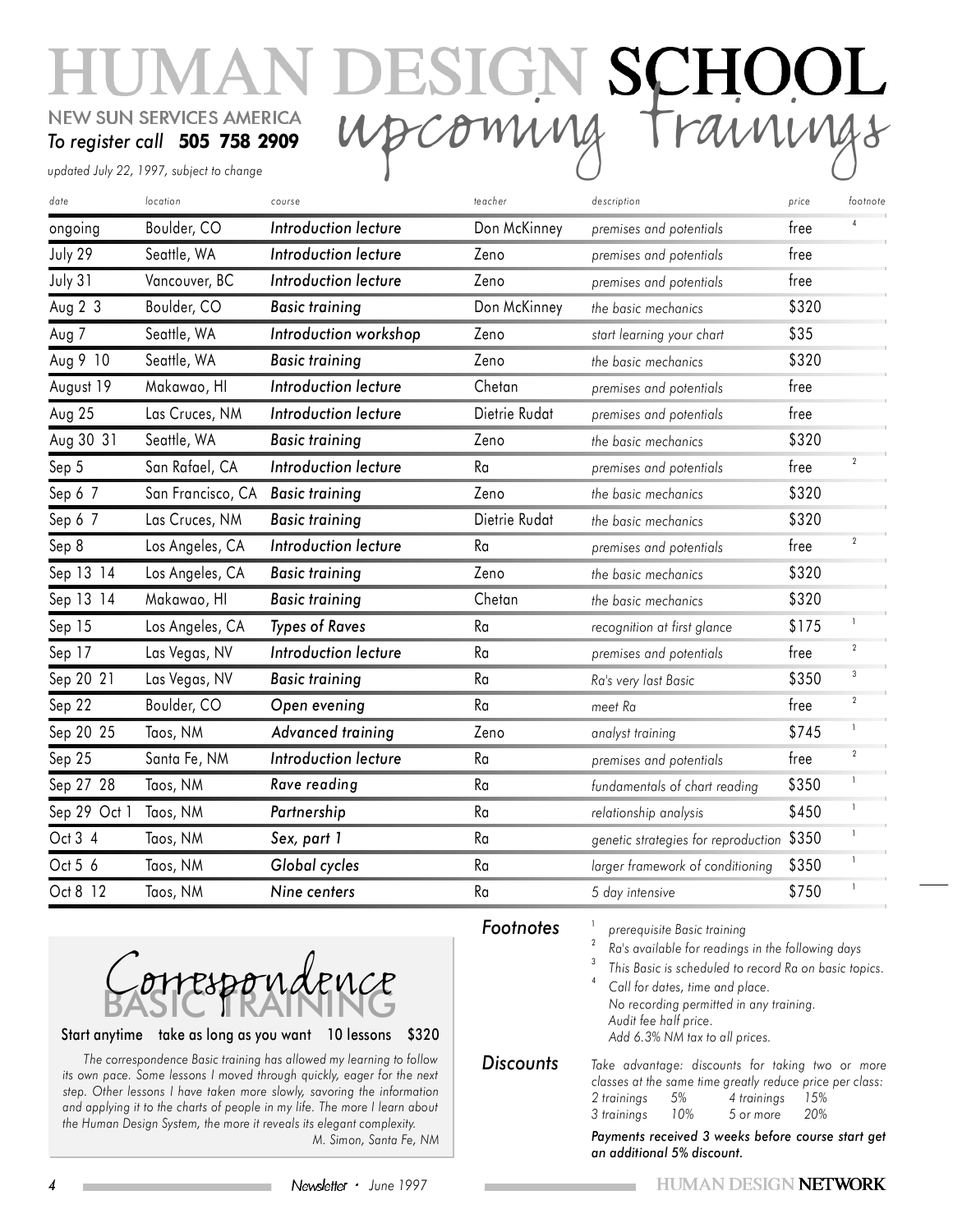# HUMAN DESIGN SCHOOL upcoming trainings

NEW SUN SERVICES AMERICA

*To register call* **505 758 2909**

*updated July 22, 1997, subject to change*

| date | location | course | teacher | description | price | footnote |
|---|---|---|---|---|---|---|
| ongoing | Boulder, CO | *Introduction lecture* | Don McKinney | *premises and potentials* | free | 4 |
| July 29 | Seattle, WA | *Introduction lecture* | Zeno | *premises and potentials* | free | |
| July 31 | Vancouver, BC | *Introduction lecture* | Zeno | *premises and potentials* | free | |
| Aug 2 3 | Boulder, CO | *Basic training* | Don McKinney | *the basic mechanics* | $320 | |
| Aug 7 | Seattle, WA | *Introduction workshop* | Zeno | *start learning your chart* | $35 | |
| Aug 9 10 | Seattle, WA | *Basic training* | Zeno | *the basic mechanics* | $320 | |
| August 19 | Makawao, HI | *Introduction lecture* | Chetan | *premises and potentials* | free | |
| Aug 25 | Las Cruces, NM | *Introduction lecture* | Dietrie Rudat | *premises and potentials* | free | |
| Aug 30 31 | Seattle, WA | *Basic training* | Zeno | *the basic mechanics* | $320 | |
| Sep 5 | San Rafael, CA | *Introduction lecture* | Ra | *premises and potentials* | free | 2 |
| Sep 6 7 | San Francisco, CA | *Basic training* | Zeno | *the basic mechanics* | $320 | |
| Sep 6 7 | Las Cruces, NM | *Basic training* | Dietrie Rudat | *the basic mechanics* | $320 | |
| Sep 8 | Los Angeles, CA | *Introduction lecture* | Ra | *premises and potentials* | free | 2 |
| Sep 13 14 | Los Angeles, CA | *Basic training* | Zeno | *the basic mechanics* | $320 | |
| Sep 13 14 | Makawao, HI | *Basic training* | Chetan | *the basic mechanics* | $320 | |
| Sep 15 | Los Angeles, CA | *Types of Raves* | Ra | *recognition at first glance* | $175 | 1 |
| Sep 17 | Las Vegas, NV | *Introduction lecture* | Ra | *premises and potentials* | free | 2 |
| Sep 20 21 | Las Vegas, NV | *Basic training* | Ra | *Ra's very last Basic* | $350 | 3 |
| Sep 22 | Boulder, CO | *Open evening* | Ra | *meet Ra* | free | 2 |
| Sep 20 25 | Taos, NM | *Advanced training* | Zeno | *analyst training* | $745 | 1 |
| Sep 25 | Santa Fe, NM | *Introduction lecture* | Ra | *premises and potentials* | free | 2 |
| Sep 27 28 | Taos, NM | *Rave reading* | Ra | *fundamentals of chart reading* | $350 | 1 |
| Sep 29 Oct 1 | Taos, NM | *Partnership* | Ra | *relationship analysis* | $450 | 1 |
| Oct 3 4 | Taos, NM | *Sex, part 1* | Ra | *genetic strategies for reproduction* | $350 | 1 |
| Oct 5 6 | Taos, NM | *Global cycles* | Ra | *larger framework of conditioning* | $350 | 1 |
| Oct 8 12 | Taos, NM | *Nine centers* | Ra | *5 day intensive* | $750 | 1 |

## Correspondence BASIC TRAINING

Start anytime take as long as you want 10 lessons $320

*The correspondence Basic training has allowed my learning to follow its own pace. Some lessons I moved through quickly, eager for the next step. Other lessons I have taken more slowly, savoring the information and applying it to the charts of people in my life. The more I learn about the Human Design System, the more it reveals its elegant complexity.*

*M. Simon, Santa Fe, NM*

### Footnotes

[1] *prerequisite Basic training*
[2] *Ra's available for readings in the following days*
[3] *This Basic is scheduled to record Ra on basic topics.*
[4] *Call for dates, time and place.*

*No recording permitted in any training.*
*Audit fee half price.*
*Add 6.3% NM tax to all prices.*

### Discounts

*Take advantage: discounts for taking two or more classes at the same time greatly reduce price per class:*

| | | | |
|---|---|---|---|
| *2 trainings* | *5%* | *4 trainings* | *15%* |
| *3 trainings* | *10%* | *5 or more* | *20%* |

***Payments received 3 weeks before course start get an additional 5% discount.***